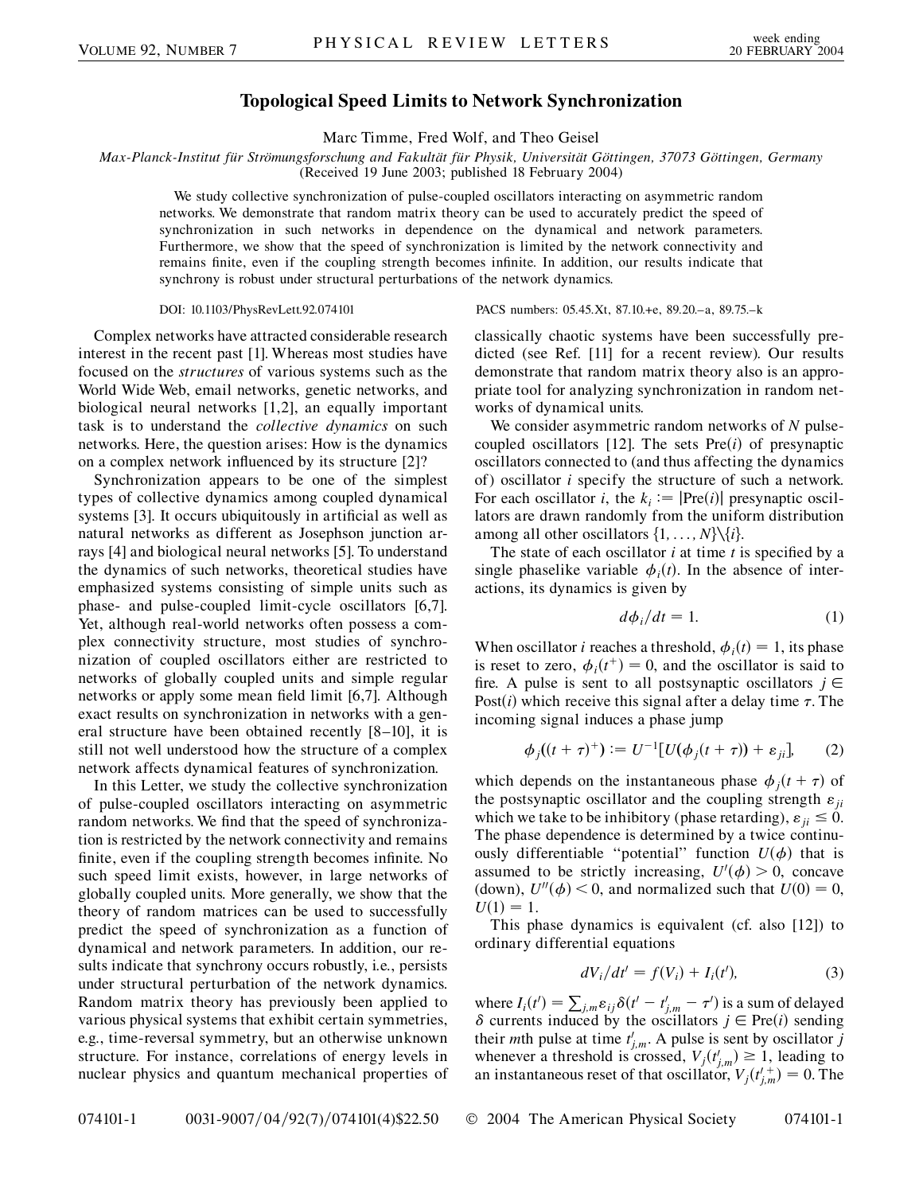# Topological Speed Limits to Network Synchronization

Marc Timme, Fred Wolf, and Theo Geisel

*Max-Planck-Institut für Strömungsforschung and Fakultät für Physik, Universität Göttingen, 37073 Göttingen, Germany*
(Received 19 June 2003; published 18 February 2004)

We study collective synchronization of pulse-coupled oscillators interacting on asymmetric random networks. We demonstrate that random matrix theory can be used to accurately predict the speed of synchronization in such networks in dependence on the dynamical and network parameters. Furthermore, we show that the speed of synchronization is limited by the network connectivity and remains finite, even if the coupling strength becomes infinite. In addition, our results indicate that synchrony is robust under structural perturbations of the network dynamics.

DOI: 10.1103/PhysRevLett.92.074101 PACS numbers: 05.45.Xt, 87.10.+e, 89.20.–a, 89.75.–k

Complex networks have attracted considerable research interest in the recent past [1]. Whereas most studies have focused on the *structures* of various systems such as the World Wide Web, email networks, genetic networks, and biological neural networks [1,2], an equally important task is to understand the *collective dynamics* on such networks. Here, the question arises: How is the dynamics on a complex network influenced by its structure [2]?

Synchronization appears to be one of the simplest types of collective dynamics among coupled dynamical systems [3]. It occurs ubiquitously in artificial as well as natural networks as different as Josephson junction arrays [4] and biological neural networks [5]. To understand the dynamics of such networks, theoretical studies have emphasized systems consisting of simple units such as phase- and pulse-coupled limit-cycle oscillators [6,7]. Yet, although real-world networks often possess a complex connectivity structure, most studies of synchronization of coupled oscillators either are restricted to networks of globally coupled units and simple regular networks or apply some mean field limit [6,7]. Although exact results on synchronization in networks with a general structure have been obtained recently [8–10], it is still not well understood how the structure of a complex network affects dynamical features of synchronization.

In this Letter, we study the collective synchronization of pulse-coupled oscillators interacting on asymmetric random networks. We find that the speed of synchronization is restricted by the network connectivity and remains finite, even if the coupling strength becomes infinite. No such speed limit exists, however, in large networks of globally coupled units. More generally, we show that the theory of random matrices can be used to successfully predict the speed of synchronization as a function of dynamical and network parameters. In addition, our results indicate that synchrony occurs robustly, i.e., persists under structural perturbation of the network dynamics. Random matrix theory has previously been applied to various physical systems that exhibit certain symmetries, e.g., time-reversal symmetry, but an otherwise unknown structure. For instance, correlations of energy levels in nuclear physics and quantum mechanical properties of classically chaotic systems have been successfully predicted (see Ref. [11] for a recent review). Our results demonstrate that random matrix theory also is an appropriate tool for analyzing synchronization in random networks of dynamical units.

We consider asymmetric random networks of $N$ pulse-coupled oscillators [12]. The sets $\mathrm{Pre}(i)$ of presynaptic oscillators connected to (and thus affecting the dynamics of) oscillator $i$ specify the structure of such a network. For each oscillator $i$, the $k_i := |\mathrm{Pre}(i)|$ presynaptic oscillators are drawn randomly from the uniform distribution among all other oscillators $\{1, \ldots, N\}\backslash\{i\}$.

The state of each oscillator $i$ at time $t$ is specified by a single phaselike variable $\phi_i(t)$. In the absence of interactions, its dynamics is given by

$$d\phi_i/dt = 1. \tag{1}$$

When oscillator $i$ reaches a threshold, $\phi_i(t) = 1$, its phase is reset to zero, $\phi_i(t^+) = 0$, and the oscillator is said to fire. A pulse is sent to all postsynaptic oscillators $j \in \mathrm{Post}(i)$ which receive this signal after a delay time $\tau$. The incoming signal induces a phase jump

$$\phi_j((t+\tau)^+) := U^{-1}[U(\phi_j(t+\tau)) + \varepsilon_{ji}], \tag{2}$$

which depends on the instantaneous phase $\phi_j(t+\tau)$ of the postsynaptic oscillator and the coupling strength $\varepsilon_{ji}$ which we take to be inhibitory (phase retarding), $\varepsilon_{ji} \leq 0$. The phase dependence is determined by a twice continuously differentiable "potential" function $U(\phi)$ that is assumed to be strictly increasing, $U'(\phi) > 0$, concave (down), $U''(\phi) < 0$, and normalized such that $U(0) = 0$, $U(1) = 1$.

This phase dynamics is equivalent (cf. also [12]) to ordinary differential equations

$$dV_i/dt' = f(V_i) + I_i(t'), \tag{3}$$

where $I_i(t') = \sum_{j,m} \varepsilon_{ij} \delta(t' - t'_{j,m} - \tau')$ is a sum of delayed $\delta$ currents induced by the oscillators $j \in \mathrm{Pre}(i)$ sending their $m$th pulse at time $t'_{j,m}$. A pulse is sent by oscillator $j$ whenever a threshold is crossed, $V_j(t'_{j,m}) \geq 1$, leading to an instantaneous reset of that oscillator, $V_j(t'^{+}_{j,m}) = 0$. The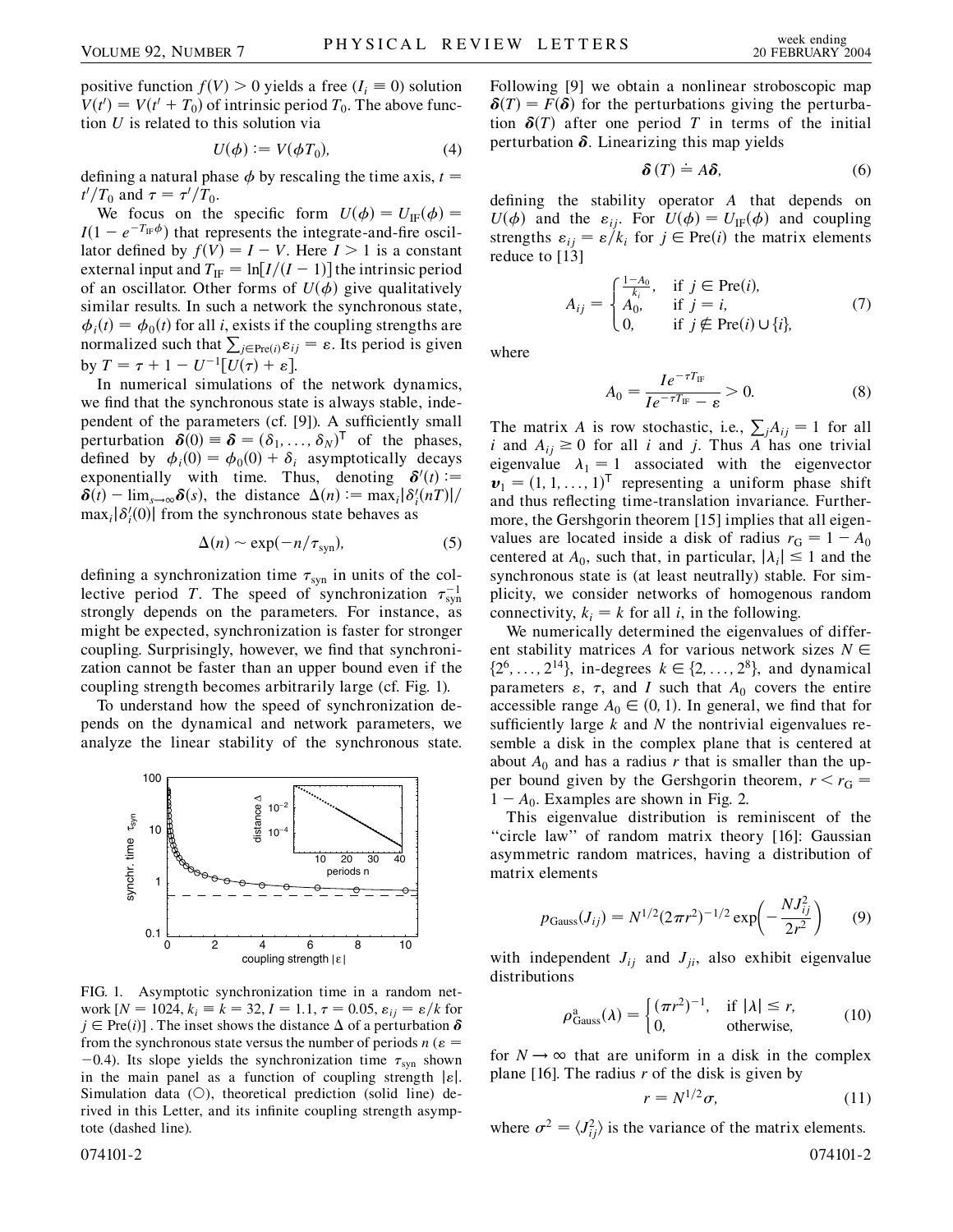positive function $f(V) > 0$ yields a free ($I_i \equiv 0$) solution $V(t') = V(t' + T_0)$ of intrinsic period $T_0$. The above function $U$ is related to this solution via

$$U(\phi) := V(\phi T_0), \tag{4}$$

defining a natural phase $\phi$ by rescaling the time axis, $t = t'/T_0$ and $\tau = \tau'/T_0$.

We focus on the specific form $U(\phi) = U_{\mathrm{IF}}(\phi) = I(1 - e^{-T_{\mathrm{IF}}\phi})$ that represents the integrate-and-fire oscillator defined by $f(V) = I - V$. Here $I > 1$ is a constant external input and $T_{\mathrm{IF}} = \ln[I/(I-1)]$ the intrinsic period of an oscillator. Other forms of $U(\phi)$ give qualitatively similar results. In such a network the synchronous state, $\phi_i(t) = \phi_0(t)$ for all $i$, exists if the coupling strengths are normalized such that $\sum_{j\in\mathrm{Pre}(i)}\varepsilon_{ij} = \varepsilon$. Its period is given by $T = \tau + 1 - U^{-1}[U(\tau) + \varepsilon]$.

In numerical simulations of the network dynamics, we find that the synchronous state is always stable, independent of the parameters (cf. [9]). A sufficiently small perturbation $\boldsymbol{\delta}(0) \equiv \boldsymbol{\delta} = (\delta_1, \ldots, \delta_N)^{\mathsf{T}}$ of the phases, defined by $\phi_i(0) = \phi_0(0) + \delta_i$ asymptotically decays exponentially with time. Thus, denoting $\boldsymbol{\delta}'(t) := \boldsymbol{\delta}(t) - \lim_{s\to\infty}\boldsymbol{\delta}(s)$, the distance $\Delta(n) := \max_i|\delta_i'(nT)|/\max_i|\delta_i'(0)|$ from the synchronous state behaves as

$$\Delta(n) \sim \exp(-n/\tau_{\mathrm{syn}}), \tag{5}$$

defining a synchronization time $\tau_{\mathrm{syn}}$ in units of the collective period $T$. The speed of synchronization $\tau_{\mathrm{syn}}^{-1}$ strongly depends on the parameters. For instance, as might be expected, synchronization is faster for stronger coupling. Surprisingly, however, we find that synchronization cannot be faster than an upper bound even if the coupling strength becomes arbitrarily large (cf. Fig. 1).

To understand how the speed of synchronization depends on the dynamical and network parameters, we analyze the linear stability of the synchronous state.

FIG. 1. Asymptotic synchronization time in a random network [$N = 1024$, $k_i \equiv k = 32$, $I = 1.1$, $\tau = 0.05$, $\varepsilon_{ij} = \varepsilon/k$ for $j \in \mathrm{Pre}(i)$]. The inset shows the distance $\Delta$ of a perturbation $\boldsymbol{\delta}$ from the synchronous state versus the number of periods $n$ ($\varepsilon = -0.4$). Its slope yields the synchronization time $\tau_{\mathrm{syn}}$ shown in the main panel as a function of coupling strength $|\varepsilon|$. Simulation data (○), theoretical prediction (solid line) derived in this Letter, and its infinite coupling strength asymptote (dashed line).

Following [9] we obtain a nonlinear stroboscopic map $\boldsymbol{\delta}(T) = F(\boldsymbol{\delta})$ for the perturbations giving the perturbation $\boldsymbol{\delta}(T)$ after one period $T$ in terms of the initial perturbation $\boldsymbol{\delta}$. Linearizing this map yields

$$\boldsymbol{\delta}(T) \doteq A\boldsymbol{\delta}, \tag{6}$$

defining the stability operator $A$ that depends on $U(\phi)$ and the $\varepsilon_{ij}$. For $U(\phi) = U_{\mathrm{IF}}(\phi)$ and coupling strengths $\varepsilon_{ij} = \varepsilon/k_i$ for $j \in \mathrm{Pre}(i)$ the matrix elements reduce to [13]

$$A_{ij} = \begin{cases} \frac{1-A_0}{k_i}, & \text{if } j \in \mathrm{Pre}(i), \\ A_0, & \text{if } j = i, \\ 0, & \text{if } j \notin \mathrm{Pre}(i) \cup \{i\}, \end{cases} \tag{7}$$

where

$$A_0 = \frac{Ie^{-\tau T_{\mathrm{IF}}}}{Ie^{-\tau T_{\mathrm{IF}}} - \varepsilon} > 0. \tag{8}$$

The matrix $A$ is row stochastic, i.e., $\sum_j A_{ij} = 1$ for all $i$ and $A_{ij} \geq 0$ for all $i$ and $j$. Thus $A$ has one trivial eigenvalue $\lambda_1 = 1$ associated with the eigenvector $\boldsymbol{v}_1 = (1, 1, \ldots, 1)^{\mathsf{T}}$ representing a uniform phase shift and thus reflecting time-translation invariance. Furthermore, the Gershgorin theorem [15] implies that all eigenvalues are located inside a disk of radius $r_{\mathrm{G}} = 1 - A_0$ centered at $A_0$, such that, in particular, $|\lambda_i| \leq 1$ and the synchronous state is (at least neutrally) stable. For simplicity, we consider networks of homogenous random connectivity, $k_i = k$ for all $i$, in the following.

We numerically determined the eigenvalues of different stability matrices $A$ for various network sizes $N \in \{2^6, \ldots, 2^{14}\}$, in-degrees $k \in \{2, \ldots, 2^8\}$, and dynamical parameters $\varepsilon$, $\tau$, and $I$ such that $A_0$ covers the entire accessible range $A_0 \in (0, 1)$. In general, we find that for sufficiently large $k$ and $N$ the nontrivial eigenvalues resemble a disk in the complex plane that is centered at about $A_0$ and has a radius $r$ that is smaller than the upper bound given by the Gershgorin theorem, $r < r_{\mathrm{G}} = 1 - A_0$. Examples are shown in Fig. 2.

This eigenvalue distribution is reminiscent of the "circle law" of random matrix theory [16]: Gaussian asymmetric random matrices, having a distribution of matrix elements

$$p_{\mathrm{Gauss}}(J_{ij}) = N^{1/2}(2\pi r^2)^{-1/2}\exp\left(-\frac{NJ_{ij}^2}{2r^2}\right) \tag{9}$$

with independent $J_{ij}$ and $J_{ji}$, also exhibit eigenvalue distributions

$$\rho^{\mathrm{a}}_{\mathrm{Gauss}}(\lambda) = \begin{cases} (\pi r^2)^{-1}, & \text{if } |\lambda| \leq r, \\ 0, & \text{otherwise,} \end{cases} \tag{10}$$

for $N \to \infty$ that are uniform in a disk in the complex plane [16]. The radius $r$ of the disk is given by

$$r = N^{1/2}\sigma, \tag{11}$$

where $\sigma^2 = \langle J_{ij}^2 \rangle$ is the variance of the matrix elements.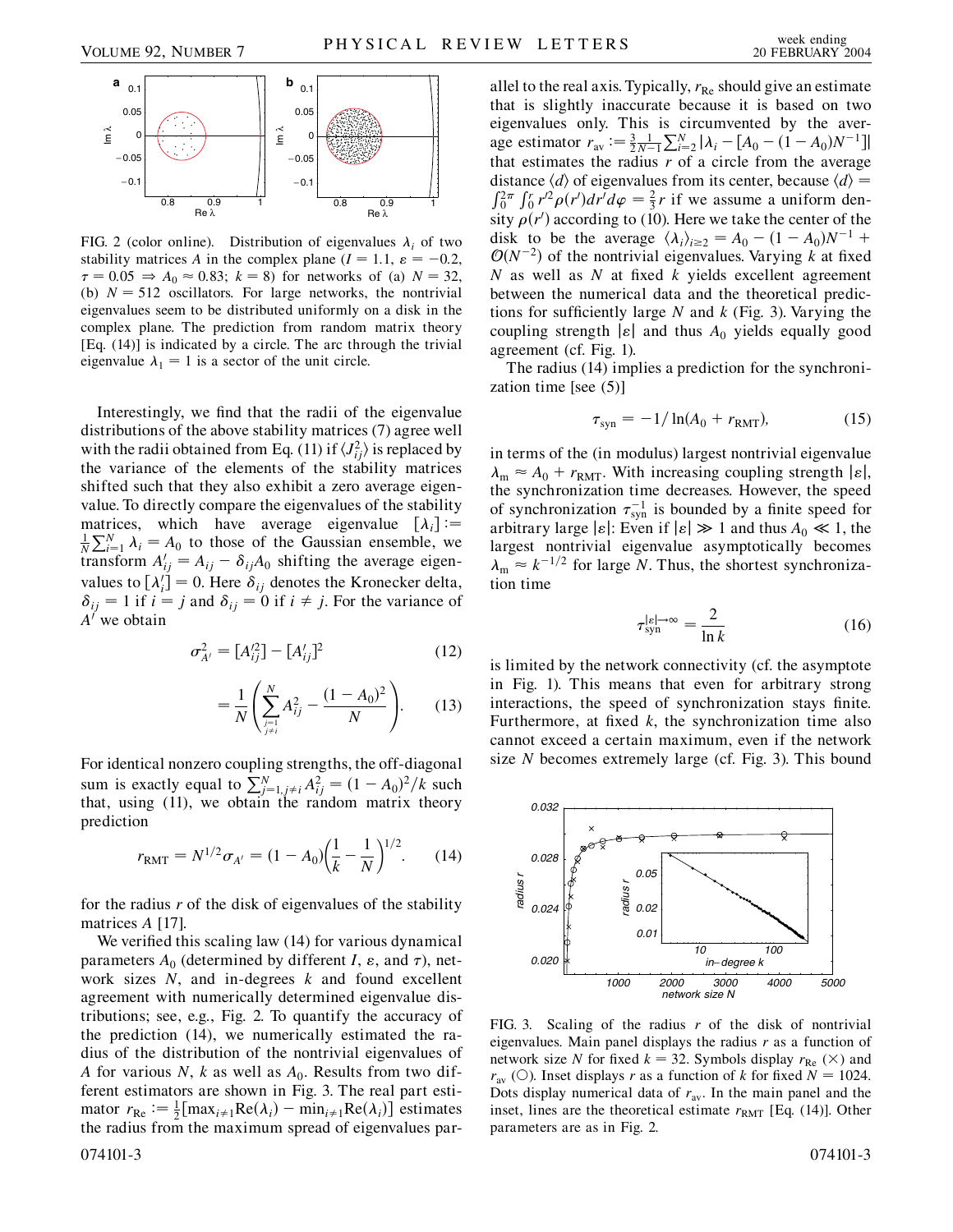FIG. 2 (color online). Distribution of eigenvalues $\lambda_i$ of two stability matrices $A$ in the complex plane ($I = 1.1$, $\varepsilon = -0.2$, $\tau = 0.05 \Rightarrow A_0 \approx 0.83$; $k = 8$) for networks of (a) $N = 32$, (b) $N = 512$ oscillators. For large networks, the nontrivial eigenvalues seem to be distributed uniformly on a disk in the complex plane. The prediction from random matrix theory [Eq. (14)] is indicated by a circle. The arc through the trivial eigenvalue $\lambda_1 = 1$ is a sector of the unit circle.

Interestingly, we find that the radii of the eigenvalue distributions of the above stability matrices (7) agree well with the radii obtained from Eq. (11) if $\langle J_{ij}^2 \rangle$ is replaced by the variance of the elements of the stability matrices shifted such that they also exhibit a zero average eigenvalue. To directly compare the eigenvalues of the stability matrices, which have average eigenvalue $[\lambda_i] := \frac{1}{N}\sum_{i=1}^{N} \lambda_i = A_0$ to those of the Gaussian ensemble, we transform $A'_{ij} = A_{ij} - \delta_{ij} A_0$ shifting the average eigenvalues to $[\lambda'_i] = 0$. Here $\delta_{ij}$ denotes the Kronecker delta, $\delta_{ij} = 1$ if $i = j$ and $\delta_{ij} = 0$ if $i \neq j$. For the variance of $A'$ we obtain

$$\sigma_{A'}^2 = [A'^2_{ij}] - [A'_{ij}]^2 \tag{12}$$

$$= \frac{1}{N}\left(\sum_{\substack{j=1 \\ j \neq i}}^{N} A_{ij}^2 - \frac{(1 - A_0)^2}{N}\right). \tag{13}$$

For identical nonzero coupling strengths, the off-diagonal sum is exactly equal to $\sum_{j=1, j\neq i}^{N} A_{ij}^2 = (1 - A_0)^2/k$ such that, using (11), we obtain the random matrix theory prediction

$$r_{\mathrm{RMT}} = N^{1/2}\sigma_{A'} = (1 - A_0)\left(\frac{1}{k} - \frac{1}{N}\right)^{1/2}. \tag{14}$$

for the radius $r$ of the disk of eigenvalues of the stability matrices $A$ [17].

We verified this scaling law (14) for various dynamical parameters $A_0$ (determined by different $I$, $\varepsilon$, and $\tau$), network sizes $N$, and in-degrees $k$ and found excellent agreement with numerically determined eigenvalue distributions; see, e.g., Fig. 2. To quantify the accuracy of the prediction (14), we numerically estimated the radius of the distribution of the nontrivial eigenvalues of $A$ for various $N$, $k$ as well as $A_0$. Results from two different estimators are shown in Fig. 3. The real part estimator $r_{\mathrm{Re}} := \frac{1}{2}[\max_{i\neq 1} \mathrm{Re}(\lambda_i) - \min_{i \neq 1} \mathrm{Re}(\lambda_i)]$ estimates the radius from the maximum spread of eigenvalues parallel to the real axis. Typically, $r_{\mathrm{Re}}$ should give an estimate that is slightly inaccurate because it is based on two eigenvalues only. This is circumvented by the average estimator $r_{\mathrm{av}} := \frac{3}{2}\frac{1}{N-1}\sum_{i=2}^{N} |\lambda_i - [A_0 - (1 - A_0)N^{-1}]|$ that estimates the radius $r$ of a circle from the average distance $\langle d \rangle$ of eigenvalues from its center, because $\langle d \rangle = \int_0^{2\pi}\int_0^r r'^2 \rho(r') dr' d\varphi = \frac{2}{3} r$ if we assume a uniform density $\rho(r')$ according to (10). Here we take the center of the disk to be the average $\langle \lambda_i \rangle_{i \geq 2} = A_0 - (1 - A_0)N^{-1} + \mathcal{O}(N^{-2})$ of the nontrivial eigenvalues. Varying $k$ at fixed $N$ as well as $N$ at fixed $k$ yields excellent agreement between the numerical data and the theoretical predictions for sufficiently large $N$ and $k$ (Fig. 3). Varying the coupling strength $|\varepsilon|$ and thus $A_0$ yields equally good agreement (cf. Fig. 1).

The radius (14) implies a prediction for the synchronization time [see (5)]

$$\tau_{\mathrm{syn}} = -1/\ln(A_0 + r_{\mathrm{RMT}}), \tag{15}$$

in terms of the (in modulus) largest nontrivial eigenvalue $\lambda_{\mathrm{m}} \approx A_0 + r_{\mathrm{RMT}}$. With increasing coupling strength $|\varepsilon|$, the synchronization time decreases. However, the speed of synchronization $\tau_{\mathrm{syn}}^{-1}$ is bounded by a finite speed for arbitrary large $|\varepsilon|$: Even if $|\varepsilon| \gg 1$ and thus $A_0 \ll 1$, the largest nontrivial eigenvalue asymptotically becomes $\lambda_{\mathrm{m}} \approx k^{-1/2}$ for large $N$. Thus, the shortest synchronization time

$$\tau_{\mathrm{syn}}^{|\varepsilon| \to \infty} = \frac{2}{\ln k} \tag{16}$$

is limited by the network connectivity (cf. the asymptote in Fig. 1). This means that even for arbitrary strong interactions, the speed of synchronization stays finite. Furthermore, at fixed $k$, the synchronization time also cannot exceed a certain maximum, even if the network size $N$ becomes extremely large (cf. Fig. 3). This bound

FIG. 3. Scaling of the radius $r$ of the disk of nontrivial eigenvalues. Main panel displays the radius $r$ as a function of network size $N$ for fixed $k = 32$. Symbols display $r_{\mathrm{Re}}$ ($\times$) and $r_{\mathrm{av}}$ ($\bigcirc$). Inset displays $r$ as a function of $k$ for fixed $N = 1024$. Dots display numerical data of $r_{\mathrm{av}}$. In the main panel and the inset, lines are the theoretical estimate $r_{\mathrm{RMT}}$ [Eq. (14)]. Other parameters are as in Fig. 2.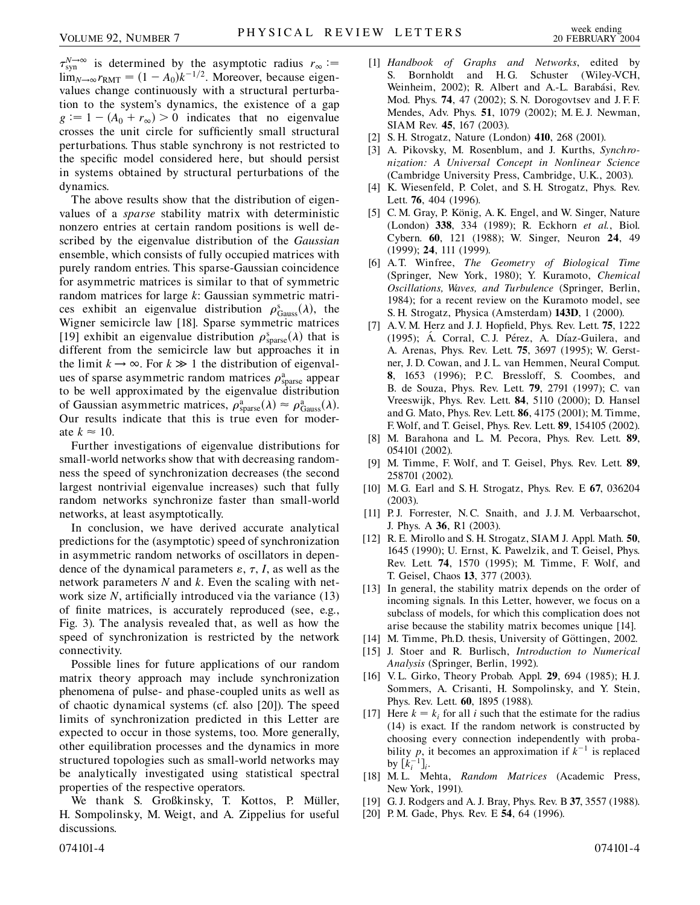$\tau_{\text{syn}}^{N\to\infty}$ is determined by the asymptotic radius $r_\infty := \lim_{N\to\infty} r_{\text{RMT}} = (1 - A_0)k^{-1/2}$. Moreover, because eigenvalues change continuously with a structural perturbation to the system's dynamics, the existence of a gap $g := 1 - (A_0 + r_\infty) > 0$ indicates that no eigenvalue crosses the unit circle for sufficiently small structural perturbations. Thus stable synchrony is not restricted to the specific model considered here, but should persist in systems obtained by structural perturbations of the dynamics.

The above results show that the distribution of eigenvalues of a *sparse* stability matrix with deterministic nonzero entries at certain random positions is well described by the eigenvalue distribution of the *Gaussian* ensemble, which consists of fully occupied matrices with purely random entries. This sparse-Gaussian coincidence for asymmetric matrices is similar to that of symmetric random matrices for large $k$: Gaussian symmetric matrices exhibit an eigenvalue distribution $\rho_{\text{Gauss}}^{\text{s}}(\lambda)$, the Wigner semicircle law [18]. Sparse symmetric matrices [19] exhibit an eigenvalue distribution $\rho_{\text{sparse}}^{\text{s}}(\lambda)$ that is different from the semicircle law but approaches it in the limit $k \to \infty$. For $k \gg 1$ the distribution of eigenvalues of sparse asymmetric random matrices $\rho_{\text{sparse}}^{\text{a}}$ appear to be well approximated by the eigenvalue distribution of Gaussian asymmetric matrices, $\rho_{\text{sparse}}^{\text{a}}(\lambda) \approx \rho_{\text{Gauss}}^{\text{a}}(\lambda)$. Our results indicate that this is true even for moderate $k \approx 10$.

Further investigations of eigenvalue distributions for small-world networks show that with decreasing randomness the speed of synchronization decreases (the second largest nontrivial eigenvalue increases) such that fully random networks synchronize faster than small-world networks, at least asymptotically.

In conclusion, we have derived accurate analytical predictions for the (asymptotic) speed of synchronization in asymmetric random networks of oscillators in dependence of the dynamical parameters $\varepsilon$, $\tau$, $I$, as well as the network parameters $N$ and $k$. Even the scaling with network size $N$, artificially introduced via the variance (13) of finite matrices, is accurately reproduced (see, e.g., Fig. 3). The analysis revealed that, as well as how the speed of synchronization is restricted by the network connectivity.

Possible lines for future applications of our random matrix theory approach may include synchronization phenomena of pulse- and phase-coupled units as well as of chaotic dynamical systems (cf. also [20]). The speed limits of synchronization predicted in this Letter are expected to occur in those systems, too. More generally, other equilibration processes and the dynamics in more structured topologies such as small-world networks may be analytically investigated using statistical spectral properties of the respective operators.

We thank S. Großkinsky, T. Kottos, P. Müller, H. Sompolinsky, M. Weigt, and A. Zippelius for useful discussions.

[1] *Handbook of Graphs and Networks*, edited by S. Bornholdt and H. G. Schuster (Wiley-VCH, Weinheim, 2002); R. Albert and A.-L. Barabási, Rev. Mod. Phys. **74**, 47 (2002); S. N. Dorogovtsev and J. F. F. Mendes, Adv. Phys. **51**, 1079 (2002); M. E. J. Newman, SIAM Rev. **45**, 167 (2003).

[2] S. H. Strogatz, Nature (London) **410**, 268 (2001).

[3] A. Pikovsky, M. Rosenblum, and J. Kurths, *Synchronization: A Universal Concept in Nonlinear Science* (Cambridge University Press, Cambridge, U.K., 2003).

[4] K. Wiesenfeld, P. Colet, and S. H. Strogatz, Phys. Rev. Lett. **76**, 404 (1996).

[5] C. M. Gray, P. König, A. K. Engel, and W. Singer, Nature (London) **338**, 334 (1989); R. Eckhorn *et al.*, Biol. Cybern. **60**, 121 (1988); W. Singer, Neuron **24**, 49 (1999); **24**, 111 (1999).

[6] A. T. Winfree, *The Geometry of Biological Time* (Springer, New York, 1980); Y. Kuramoto, *Chemical Oscillations, Waves, and Turbulence* (Springer, Berlin, 1984); for a recent review on the Kuramoto model, see S. H. Strogatz, Physica (Amsterdam) **143D**, 1 (2000).

[7] A. V. M. Herz and J. J. Hopfield, Phys. Rev. Lett. **75**, 1222 (1995); Á. Corral, C. J. Pérez, A. Díaz-Guilera, and A. Arenas, Phys. Rev. Lett. **75**, 3697 (1995); W. Gerstner, J. D. Cowan, and J. L. van Hemmen, Neural Comput. **8**, 1653 (1996); P. C. Bressloff, S. Coombes, and B. de Souza, Phys. Rev. Lett. **79**, 2791 (1997); C. van Vreeswijk, Phys. Rev. Lett. **84**, 5110 (2000); D. Hansel and G. Mato, Phys. Rev. Lett. **86**, 4175 (2001); M. Timme, F. Wolf, and T. Geisel, Phys. Rev. Lett. **89**, 154105 (2002).

[8] M. Barahona and L. M. Pecora, Phys. Rev. Lett. **89**, 054101 (2002).

[9] M. Timme, F. Wolf, and T. Geisel, Phys. Rev. Lett. **89**, 258701 (2002).

[10] M. G. Earl and S. H. Strogatz, Phys. Rev. E **67**, 036204 (2003).

[11] P. J. Forrester, N. C. Snaith, and J. J. M. Verbaarschot, J. Phys. A **36**, R1 (2003).

[12] R. E. Mirollo and S. H. Strogatz, SIAM J. Appl. Math. **50**, 1645 (1990); U. Ernst, K. Pawelzik, and T. Geisel, Phys. Rev. Lett. **74**, 1570 (1995); M. Timme, F. Wolf, and T. Geisel, Chaos **13**, 377 (2003).

[13] In general, the stability matrix depends on the order of incoming signals. In this Letter, however, we focus on a subclass of models, for which this complication does not arise because the stability matrix becomes unique [14].

[14] M. Timme, Ph.D. thesis, University of Göttingen, 2002.

[15] J. Stoer and R. Burlisch, *Introduction to Numerical Analysis* (Springer, Berlin, 1992).

[16] V. L. Girko, Theory Probab. Appl. **29**, 694 (1985); H. J. Sommers, A. Crisanti, H. Sompolinsky, and Y. Stein, Phys. Rev. Lett. **60**, 1895 (1988).

[17] Here $k = k_i$ for all $i$ such that the estimate for the radius (14) is exact. If the random network is constructed by choosing every connection independently with probability $p$, it becomes an approximation if $k^{-1}$ is replaced by $[k_i^{-1}]_i$.

[18] M. L. Mehta, *Random Matrices* (Academic Press, New York, 1991).

[19] G. J. Rodgers and A. J. Bray, Phys. Rev. B **37**, 3557 (1988).

[20] P. M. Gade, Phys. Rev. E **54**, 64 (1996).